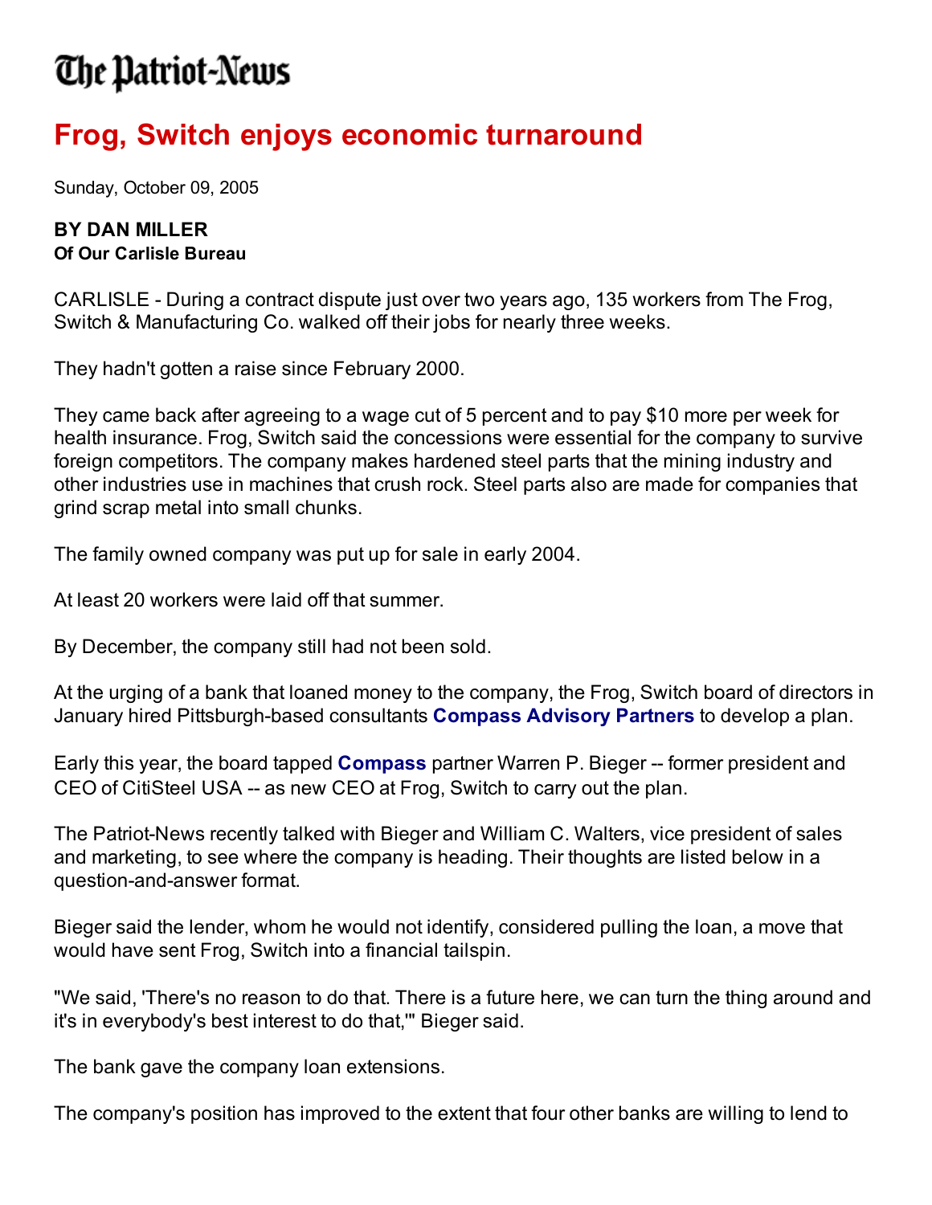# The Patriot-News

## Frog, Switch enjoys economic turnaround

Sunday, October 09, 2005

**BY DAN MILLER**
**Of Our Carlisle Bureau**

CARLISLE - During a contract dispute just over two years ago, 135 workers from The Frog, Switch & Manufacturing Co. walked off their jobs for nearly three weeks.

They hadn't gotten a raise since February 2000.

They came back after agreeing to a wage cut of 5 percent and to pay $10 more per week for health insurance. Frog, Switch said the concessions were essential for the company to survive foreign competitors. The company makes hardened steel parts that the mining industry and other industries use in machines that crush rock. Steel parts also are made for companies that grind scrap metal into small chunks.

The family owned company was put up for sale in early 2004.

At least 20 workers were laid off that summer.

By December, the company still had not been sold.

At the urging of a bank that loaned money to the company, the Frog, Switch board of directors in January hired Pittsburgh-based consultants **Compass Advisory Partners** to develop a plan.

Early this year, the board tapped **Compass** partner Warren P. Bieger -- former president and CEO of CitiSteel USA -- as new CEO at Frog, Switch to carry out the plan.

The Patriot-News recently talked with Bieger and William C. Walters, vice president of sales and marketing, to see where the company is heading. Their thoughts are listed below in a question-and-answer format.

Bieger said the lender, whom he would not identify, considered pulling the loan, a move that would have sent Frog, Switch into a financial tailspin.

"We said, 'There's no reason to do that. There is a future here, we can turn the thing around and it's in everybody's best interest to do that,'" Bieger said.

The bank gave the company loan extensions.

The company's position has improved to the extent that four other banks are willing to lend to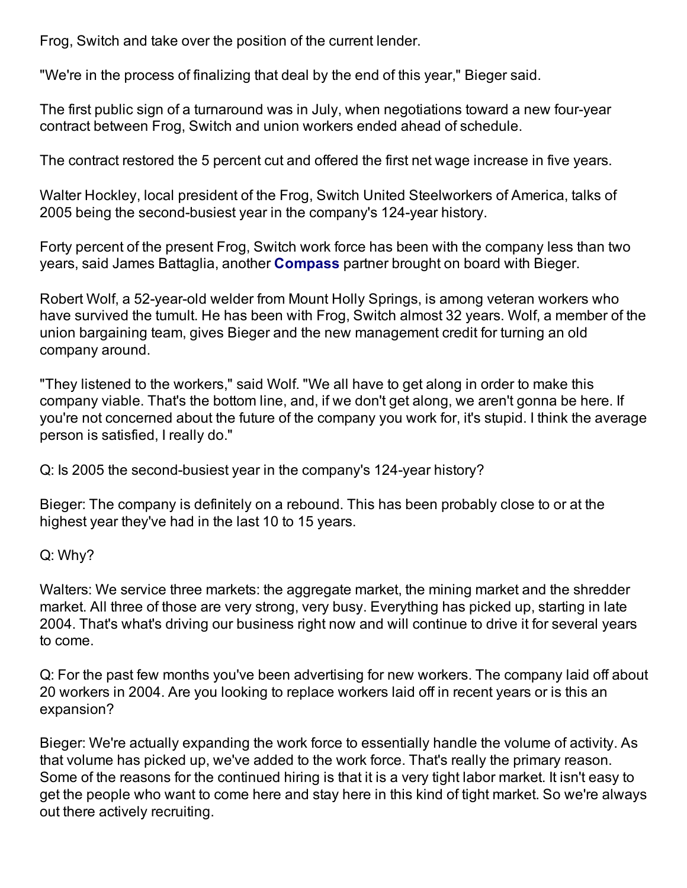Frog, Switch and take over the position of the current lender.

"We're in the process of finalizing that deal by the end of this year," Bieger said.

The first public sign of a turnaround was in July, when negotiations toward a new four-year contract between Frog, Switch and union workers ended ahead of schedule.

The contract restored the 5 percent cut and offered the first net wage increase in five years.

Walter Hockley, local president of the Frog, Switch United Steelworkers of America, talks of 2005 being the second-busiest year in the company's 124-year history.

Forty percent of the present Frog, Switch work force has been with the company less than two years, said James Battaglia, another **Compass** partner brought on board with Bieger.

Robert Wolf, a 52-year-old welder from Mount Holly Springs, is among veteran workers who have survived the tumult. He has been with Frog, Switch almost 32 years. Wolf, a member of the union bargaining team, gives Bieger and the new management credit for turning an old company around.

"They listened to the workers," said Wolf. "We all have to get along in order to make this company viable. That's the bottom line, and, if we don't get along, we aren't gonna be here. If you're not concerned about the future of the company you work for, it's stupid. I think the average person is satisfied, I really do."

Q: Is 2005 the second-busiest year in the company's 124-year history?

Bieger: The company is definitely on a rebound. This has been probably close to or at the highest year they've had in the last 10 to 15 years.

Q: Why?

Walters: We service three markets: the aggregate market, the mining market and the shredder market. All three of those are very strong, very busy. Everything has picked up, starting in late 2004. That's what's driving our business right now and will continue to drive it for several years to come.

Q: For the past few months you've been advertising for new workers. The company laid off about 20 workers in 2004. Are you looking to replace workers laid off in recent years or is this an expansion?

Bieger: We're actually expanding the work force to essentially handle the volume of activity. As that volume has picked up, we've added to the work force. That's really the primary reason. Some of the reasons for the continued hiring is that it is a very tight labor market. It isn't easy to get the people who want to come here and stay here in this kind of tight market. So we're always out there actively recruiting.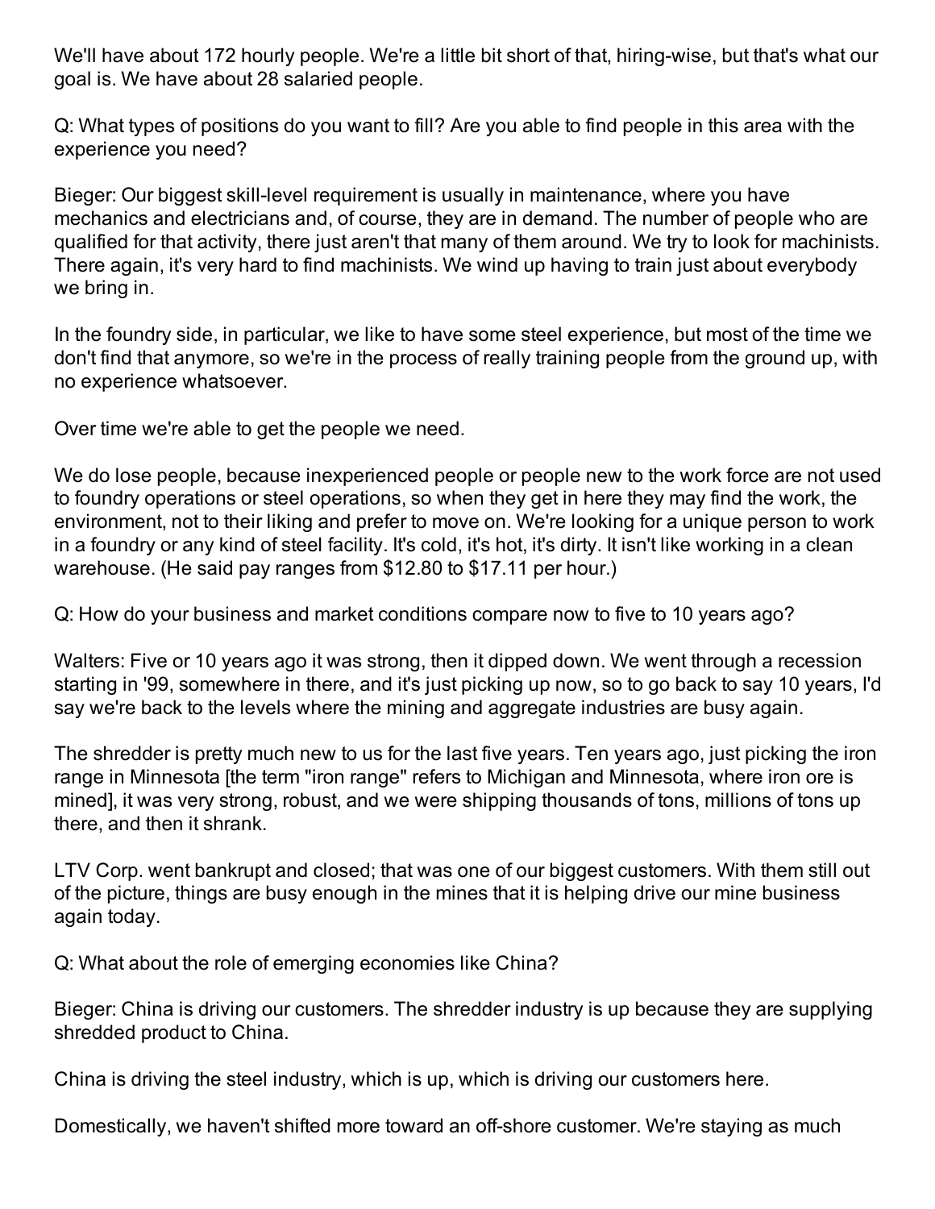We'll have about 172 hourly people. We're a little bit short of that, hiring-wise, but that's what our goal is. We have about 28 salaried people.

Q: What types of positions do you want to fill? Are you able to find people in this area with the experience you need?

Bieger: Our biggest skill-level requirement is usually in maintenance, where you have mechanics and electricians and, of course, they are in demand. The number of people who are qualified for that activity, there just aren't that many of them around. We try to look for machinists. There again, it's very hard to find machinists. We wind up having to train just about everybody we bring in.

In the foundry side, in particular, we like to have some steel experience, but most of the time we don't find that anymore, so we're in the process of really training people from the ground up, with no experience whatsoever.

Over time we're able to get the people we need.

We do lose people, because inexperienced people or people new to the work force are not used to foundry operations or steel operations, so when they get in here they may find the work, the environment, not to their liking and prefer to move on. We're looking for a unique person to work in a foundry or any kind of steel facility. It's cold, it's hot, it's dirty. It isn't like working in a clean warehouse. (He said pay ranges from $12.80 to $17.11 per hour.)

Q: How do your business and market conditions compare now to five to 10 years ago?

Walters: Five or 10 years ago it was strong, then it dipped down. We went through a recession starting in '99, somewhere in there, and it's just picking up now, so to go back to say 10 years, I'd say we're back to the levels where the mining and aggregate industries are busy again.

The shredder is pretty much new to us for the last five years. Ten years ago, just picking the iron range in Minnesota [the term "iron range" refers to Michigan and Minnesota, where iron ore is mined], it was very strong, robust, and we were shipping thousands of tons, millions of tons up there, and then it shrank.

LTV Corp. went bankrupt and closed; that was one of our biggest customers. With them still out of the picture, things are busy enough in the mines that it is helping drive our mine business again today.

Q: What about the role of emerging economies like China?

Bieger: China is driving our customers. The shredder industry is up because they are supplying shredded product to China.

China is driving the steel industry, which is up, which is driving our customers here.

Domestically, we haven't shifted more toward an off-shore customer. We're staying as much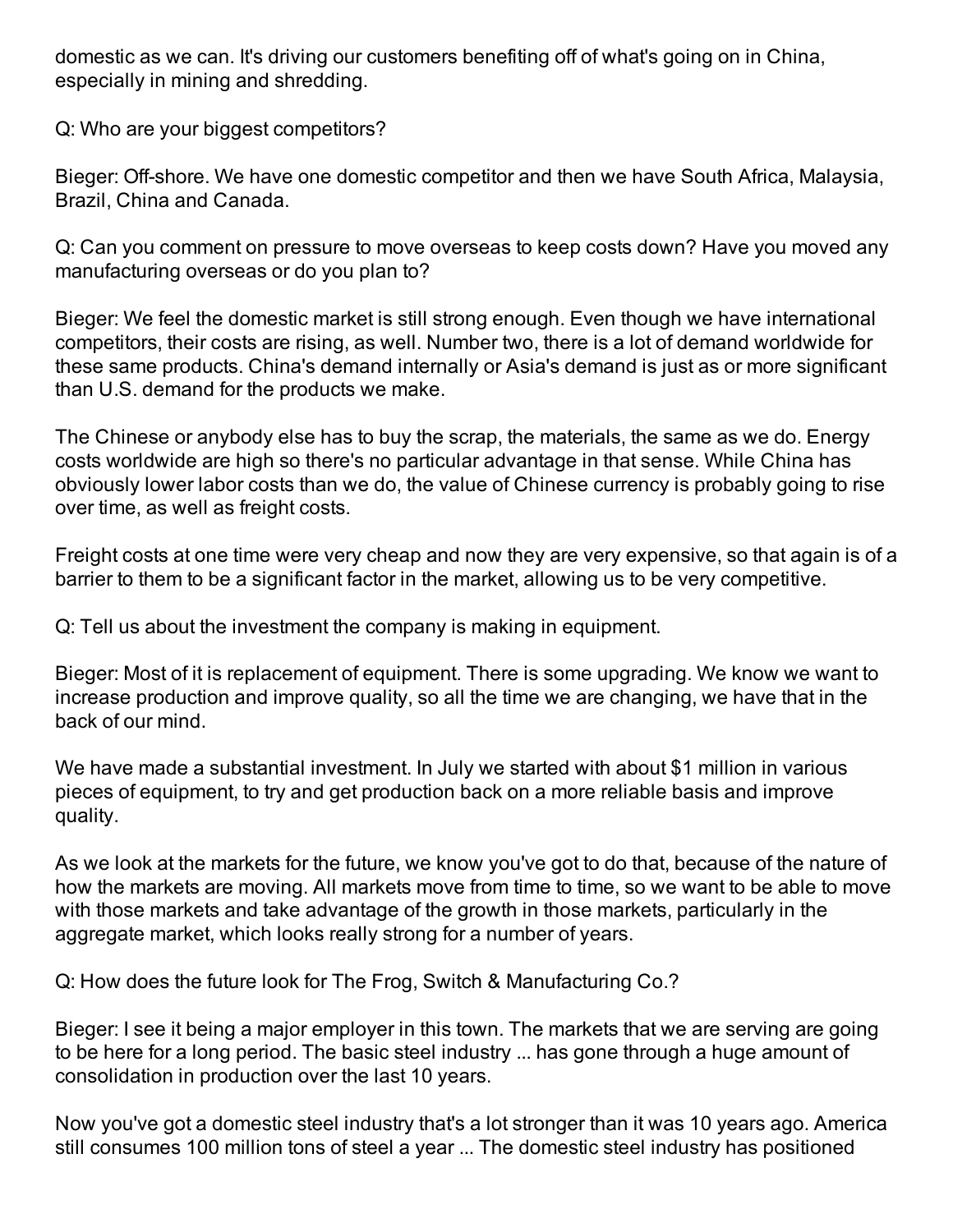domestic as we can. It's driving our customers benefiting off of what's going on in China, especially in mining and shredding.

Q: Who are your biggest competitors?

Bieger: Off-shore. We have one domestic competitor and then we have South Africa, Malaysia, Brazil, China and Canada.

Q: Can you comment on pressure to move overseas to keep costs down? Have you moved any manufacturing overseas or do you plan to?

Bieger: We feel the domestic market is still strong enough. Even though we have international competitors, their costs are rising, as well. Number two, there is a lot of demand worldwide for these same products. China's demand internally or Asia's demand is just as or more significant than U.S. demand for the products we make.

The Chinese or anybody else has to buy the scrap, the materials, the same as we do. Energy costs worldwide are high so there's no particular advantage in that sense. While China has obviously lower labor costs than we do, the value of Chinese currency is probably going to rise over time, as well as freight costs.

Freight costs at one time were very cheap and now they are very expensive, so that again is of a barrier to them to be a significant factor in the market, allowing us to be very competitive.

Q: Tell us about the investment the company is making in equipment.

Bieger: Most of it is replacement of equipment. There is some upgrading. We know we want to increase production and improve quality, so all the time we are changing, we have that in the back of our mind.

We have made a substantial investment. In July we started with about $1 million in various pieces of equipment, to try and get production back on a more reliable basis and improve quality.

As we look at the markets for the future, we know you've got to do that, because of the nature of how the markets are moving. All markets move from time to time, so we want to be able to move with those markets and take advantage of the growth in those markets, particularly in the aggregate market, which looks really strong for a number of years.

Q: How does the future look for The Frog, Switch & Manufacturing Co.?

Bieger: I see it being a major employer in this town. The markets that we are serving are going to be here for a long period. The basic steel industry ... has gone through a huge amount of consolidation in production over the last 10 years.

Now you've got a domestic steel industry that's a lot stronger than it was 10 years ago. America still consumes 100 million tons of steel a year ... The domestic steel industry has positioned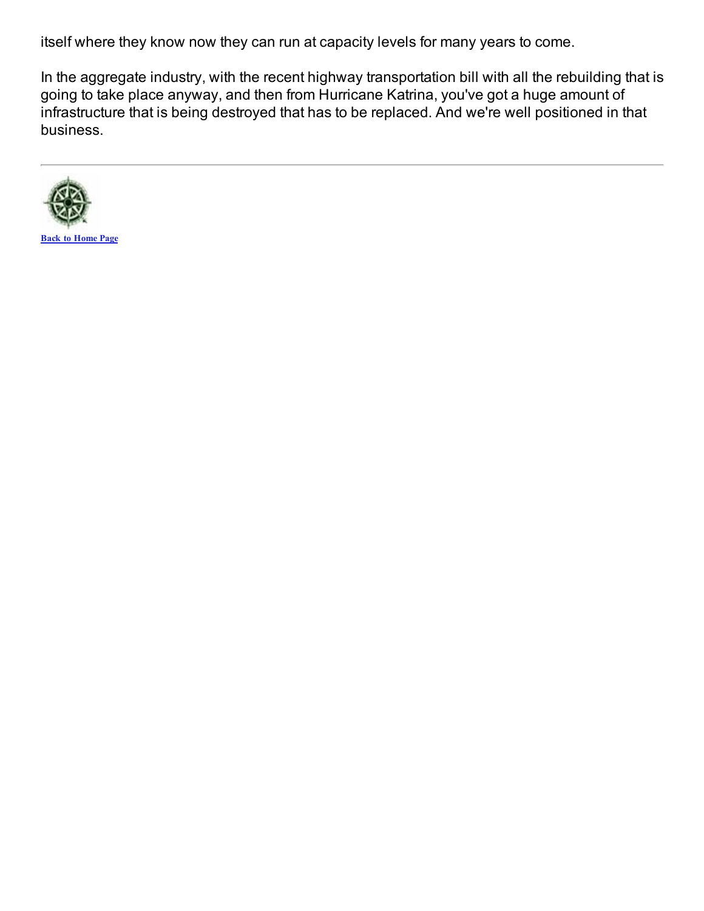itself where they know now they can run at capacity levels for many years to come.

In the aggregate industry, with the recent highway transportation bill with all the rebuilding that is going to take place anyway, and then from Hurricane Katrina, you've got a huge amount of infrastructure that is being destroyed that has to be replaced. And we're well positioned in that business.

---

**Back to Home Page**